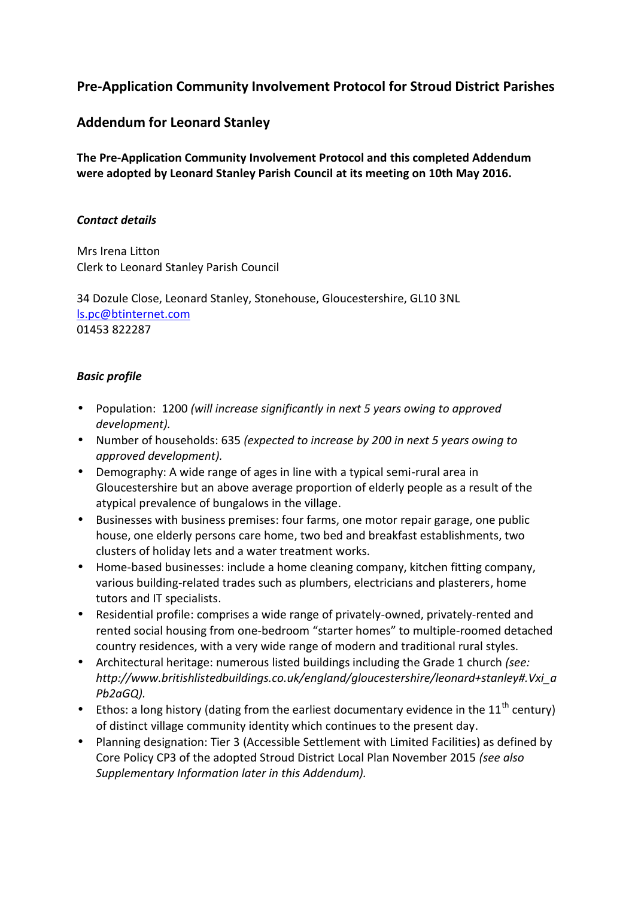# Pre-Application Community Involvement Protocol for Stroud District Parishes

## Addendum for Leonard Stanley

**The Pre-Application Community Involvement Protocol and this completed Addendum were adopted by Leonard Stanley Parish Council at its meeting on 10th May 2016.**

### *Contact details*

Mrs Irena Litton
Clerk to Leonard Stanley Parish Council

34 Dozule Close, Leonard Stanley, Stonehouse, Gloucestershire, GL10 3NL
ls.pc@btinternet.com
01453 822287

### *Basic profile*

- Population: 1200 *(will increase significantly in next 5 years owing to approved development).*
- Number of households: 635 *(expected to increase by 200 in next 5 years owing to approved development).*
- Demography: A wide range of ages in line with a typical semi-rural area in Gloucestershire but an above average proportion of elderly people as a result of the atypical prevalence of bungalows in the village.
- Businesses with business premises: four farms, one motor repair garage, one public house, one elderly persons care home, two bed and breakfast establishments, two clusters of holiday lets and a water treatment works.
- Home-based businesses: include a home cleaning company, kitchen fitting company, various building-related trades such as plumbers, electricians and plasterers, home tutors and IT specialists.
- Residential profile: comprises a wide range of privately-owned, privately-rented and rented social housing from one-bedroom "starter homes" to multiple-roomed detached country residences, with a very wide range of modern and traditional rural styles.
- Architectural heritage: numerous listed buildings including the Grade 1 church *(see: http://www.britishlistedbuildings.co.uk/england/gloucestershire/leonard+stanley#.Vxi_aPb2aGQ).*
- Ethos: a long history (dating from the earliest documentary evidence in the 11th century) of distinct village community identity which continues to the present day.
- Planning designation: Tier 3 (Accessible Settlement with Limited Facilities) as defined by Core Policy CP3 of the adopted Stroud District Local Plan November 2015 *(see also Supplementary Information later in this Addendum).*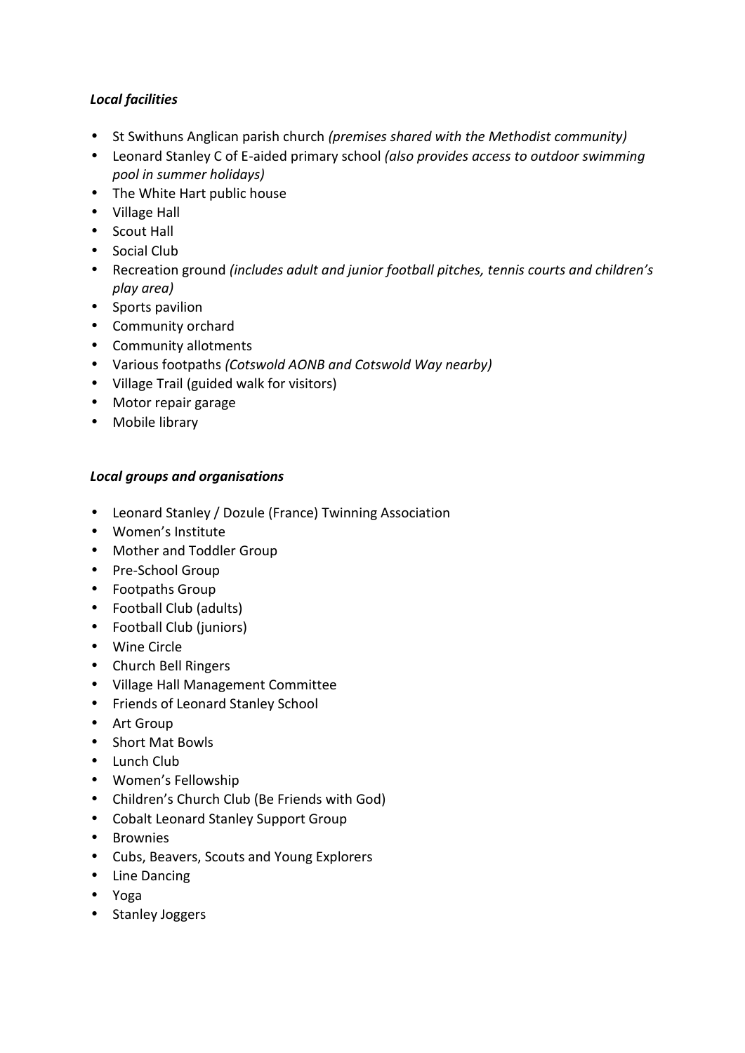### ***Local facilities***

- St Swithuns Anglican parish church *(premises shared with the Methodist community)*
- Leonard Stanley C of E-aided primary school *(also provides access to outdoor swimming pool in summer holidays)*
- The White Hart public house
- Village Hall
- Scout Hall
- Social Club
- Recreation ground *(includes adult and junior football pitches, tennis courts and children's play area)*
- Sports pavilion
- Community orchard
- Community allotments
- Various footpaths *(Cotswold AONB and Cotswold Way nearby)*
- Village Trail (guided walk for visitors)
- Motor repair garage
- Mobile library

### ***Local groups and organisations***

- Leonard Stanley / Dozule (France) Twinning Association
- Women's Institute
- Mother and Toddler Group
- Pre-School Group
- Footpaths Group
- Football Club (adults)
- Football Club (juniors)
- Wine Circle
- Church Bell Ringers
- Village Hall Management Committee
- Friends of Leonard Stanley School
- Art Group
- Short Mat Bowls
- Lunch Club
- Women's Fellowship
- Children's Church Club (Be Friends with God)
- Cobalt Leonard Stanley Support Group
- Brownies
- Cubs, Beavers, Scouts and Young Explorers
- Line Dancing
- Yoga
- Stanley Joggers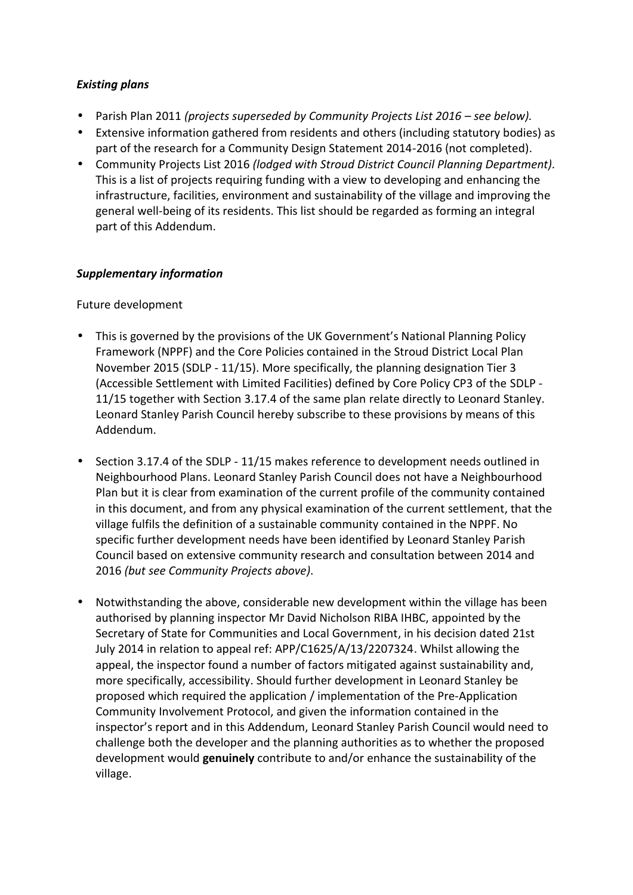### *Existing plans*

- Parish Plan 2011 *(projects superseded by Community Projects List 2016 – see below).*
- Extensive information gathered from residents and others (including statutory bodies) as part of the research for a Community Design Statement 2014-2016 (not completed).
- Community Projects List 2016 *(lodged with Stroud District Council Planning Department).* This is a list of projects requiring funding with a view to developing and enhancing the infrastructure, facilities, environment and sustainability of the village and improving the general well-being of its residents. This list should be regarded as forming an integral part of this Addendum.

### *Supplementary information*

Future development

- This is governed by the provisions of the UK Government's National Planning Policy Framework (NPPF) and the Core Policies contained in the Stroud District Local Plan November 2015 (SDLP - 11/15). More specifically, the planning designation Tier 3 (Accessible Settlement with Limited Facilities) defined by Core Policy CP3 of the SDLP - 11/15 together with Section 3.17.4 of the same plan relate directly to Leonard Stanley. Leonard Stanley Parish Council hereby subscribe to these provisions by means of this Addendum.
- Section 3.17.4 of the SDLP - 11/15 makes reference to development needs outlined in Neighbourhood Plans. Leonard Stanley Parish Council does not have a Neighbourhood Plan but it is clear from examination of the current profile of the community contained in this document, and from any physical examination of the current settlement, that the village fulfils the definition of a sustainable community contained in the NPPF. No specific further development needs have been identified by Leonard Stanley Parish Council based on extensive community research and consultation between 2014 and 2016 *(but see Community Projects above)*.
- Notwithstanding the above, considerable new development within the village has been authorised by planning inspector Mr David Nicholson RIBA IHBC, appointed by the Secretary of State for Communities and Local Government, in his decision dated 21st July 2014 in relation to appeal ref: APP/C1625/A/13/2207324. Whilst allowing the appeal, the inspector found a number of factors mitigated against sustainability and, more specifically, accessibility. Should further development in Leonard Stanley be proposed which required the application / implementation of the Pre-Application Community Involvement Protocol, and given the information contained in the inspector's report and in this Addendum, Leonard Stanley Parish Council would need to challenge both the developer and the planning authorities as to whether the proposed development would **genuinely** contribute to and/or enhance the sustainability of the village.